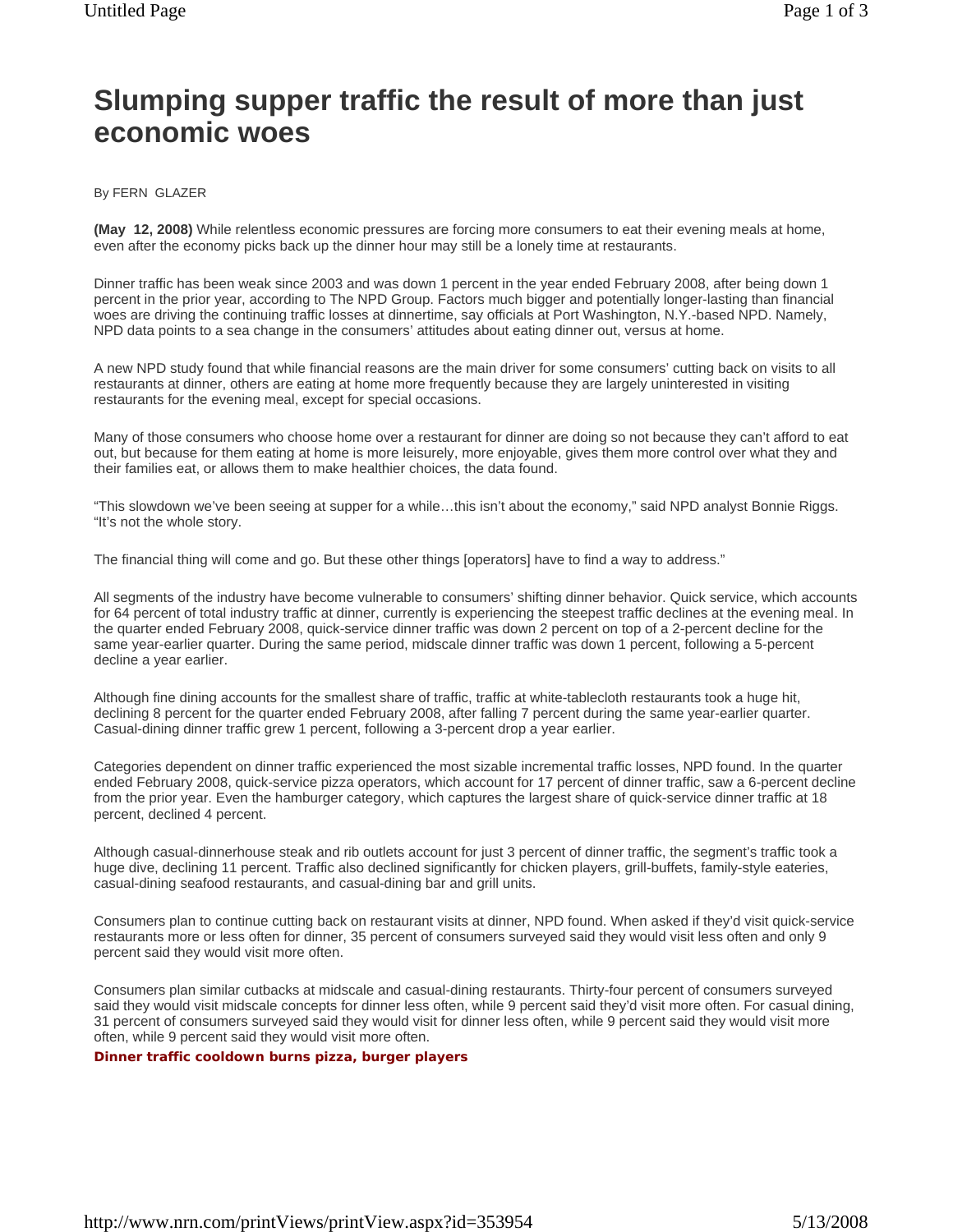# Slumping supper traffic the result of more than just economic woes

By FERN GLAZER

**(May 12, 2008)** While relentless economic pressures are forcing more consumers to eat their evening meals at home, even after the economy picks back up the dinner hour may still be a lonely time at restaurants.

Dinner traffic has been weak since 2003 and was down 1 percent in the year ended February 2008, after being down 1 percent in the prior year, according to The NPD Group. Factors much bigger and potentially longer-lasting than financial woes are driving the continuing traffic losses at dinnertime, say officials at Port Washington, N.Y.-based NPD. Namely, NPD data points to a sea change in the consumers' attitudes about eating dinner out, versus at home.

A new NPD study found that while financial reasons are the main driver for some consumers' cutting back on visits to all restaurants at dinner, others are eating at home more frequently because they are largely uninterested in visiting restaurants for the evening meal, except for special occasions.

Many of those consumers who choose home over a restaurant for dinner are doing so not because they can't afford to eat out, but because for them eating at home is more leisurely, more enjoyable, gives them more control over what they and their families eat, or allows them to make healthier choices, the data found.

"This slowdown we've been seeing at supper for a while…this isn't about the economy," said NPD analyst Bonnie Riggs. "It's not the whole story.

The financial thing will come and go. But these other things [operators] have to find a way to address."

All segments of the industry have become vulnerable to consumers' shifting dinner behavior. Quick service, which accounts for 64 percent of total industry traffic at dinner, currently is experiencing the steepest traffic declines at the evening meal. In the quarter ended February 2008, quick-service dinner traffic was down 2 percent on top of a 2-percent decline for the same year-earlier quarter. During the same period, midscale dinner traffic was down 1 percent, following a 5-percent decline a year earlier.

Although fine dining accounts for the smallest share of traffic, traffic at white-tablecloth restaurants took a huge hit, declining 8 percent for the quarter ended February 2008, after falling 7 percent during the same year-earlier quarter. Casual-dining dinner traffic grew 1 percent, following a 3-percent drop a year earlier.

Categories dependent on dinner traffic experienced the most sizable incremental traffic losses, NPD found. In the quarter ended February 2008, quick-service pizza operators, which account for 17 percent of dinner traffic, saw a 6-percent decline from the prior year. Even the hamburger category, which captures the largest share of quick-service dinner traffic at 18 percent, declined 4 percent.

Although casual-dinnerhouse steak and rib outlets account for just 3 percent of dinner traffic, the segment's traffic took a huge dive, declining 11 percent. Traffic also declined significantly for chicken players, grill-buffets, family-style eateries, casual-dining seafood restaurants, and casual-dining bar and grill units.

Consumers plan to continue cutting back on restaurant visits at dinner, NPD found. When asked if they'd visit quick-service restaurants more or less often for dinner, 35 percent of consumers surveyed said they would visit less often and only 9 percent said they would visit more often.

Consumers plan similar cutbacks at midscale and casual-dining restaurants. Thirty-four percent of consumers surveyed said they would visit midscale concepts for dinner less often, while 9 percent said they'd visit more often. For casual dining, 31 percent of consumers surveyed said they would visit for dinner less often, while 9 percent said they would visit more often, while 9 percent said they would visit more often.

**Dinner traffic cooldown burns pizza, burger players**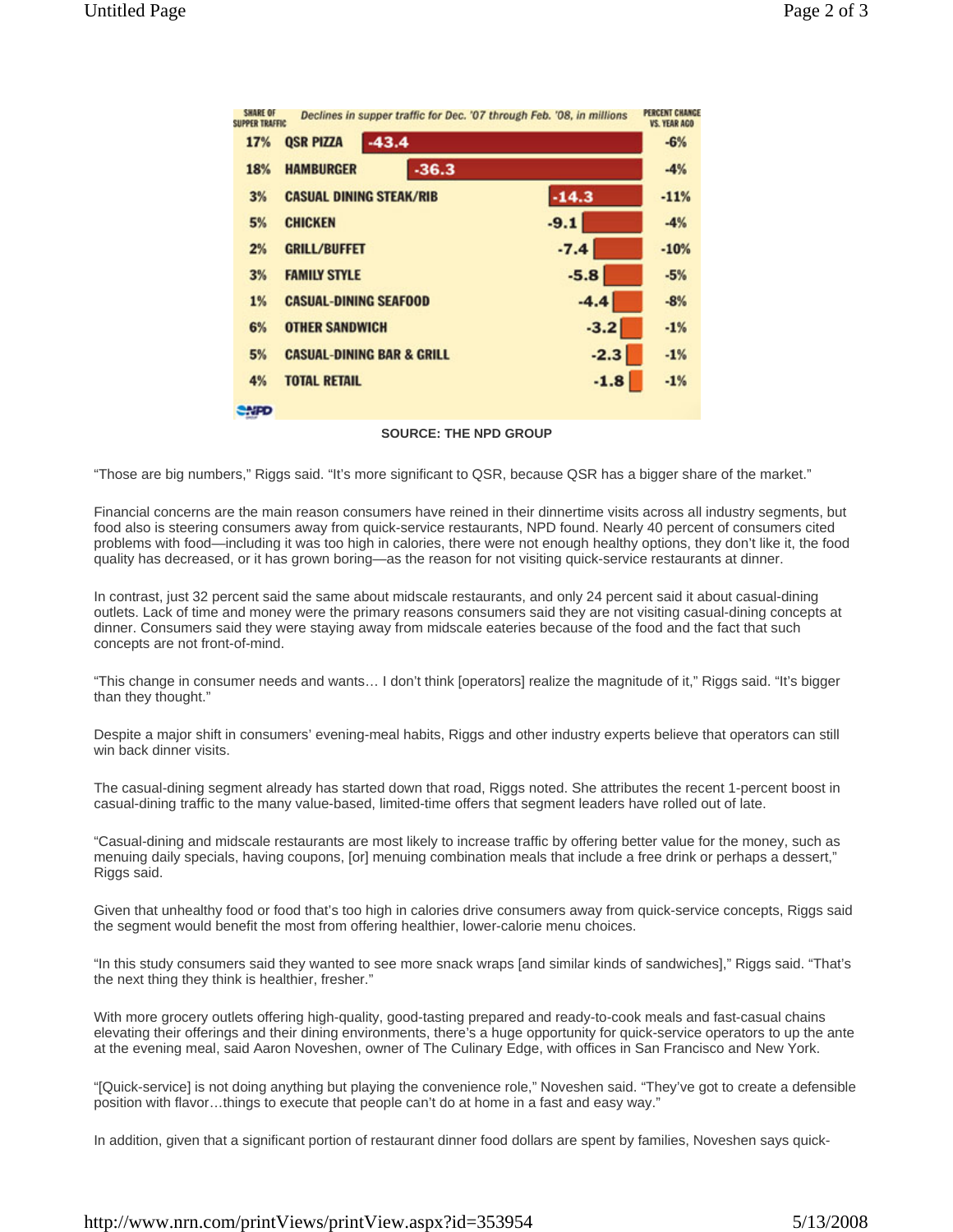| SHARE OF SUPPER TRAFFIC | Declines in supper traffic for Dec. '07 through Feb. '08, in millions | | PERCENT CHANGE VS. YEAR AGO |
| --- | --- | --- | --- |
| 17% | QSR PIZZA | -43.4 | -6% |
| 18% | HAMBURGER | -36.3 | -4% |
| 3% | CASUAL DINING STEAK/RIB | -14.3 | -11% |
| 5% | CHICKEN | -9.1 | -4% |
| 2% | GRILL/BUFFET | -7.4 | -10% |
| 3% | FAMILY STYLE | -5.8 | -5% |
| 1% | CASUAL-DINING SEAFOOD | -4.4 | -8% |
| 6% | OTHER SANDWICH | -3.2 | -1% |
| 5% | CASUAL-DINING BAR & GRILL | -2.3 | -1% |
| 4% | TOTAL RETAIL | -1.8 | -1% |

**SOURCE: THE NPD GROUP**

"Those are big numbers," Riggs said. "It's more significant to QSR, because QSR has a bigger share of the market."

Financial concerns are the main reason consumers have reined in their dinnertime visits across all industry segments, but food also is steering consumers away from quick-service restaurants, NPD found. Nearly 40 percent of consumers cited problems with food—including it was too high in calories, there were not enough healthy options, they don't like it, the food quality has decreased, or it has grown boring—as the reason for not visiting quick-service restaurants at dinner.

In contrast, just 32 percent said the same about midscale restaurants, and only 24 percent said it about casual-dining outlets. Lack of time and money were the primary reasons consumers said they are not visiting casual-dining concepts at dinner. Consumers said they were staying away from midscale eateries because of the food and the fact that such concepts are not front-of-mind.

"This change in consumer needs and wants… I don't think [operators] realize the magnitude of it," Riggs said. "It's bigger than they thought."

Despite a major shift in consumers' evening-meal habits, Riggs and other industry experts believe that operators can still win back dinner visits.

The casual-dining segment already has started down that road, Riggs noted. She attributes the recent 1-percent boost in casual-dining traffic to the many value-based, limited-time offers that segment leaders have rolled out of late.

"Casual-dining and midscale restaurants are most likely to increase traffic by offering better value for the money, such as menuing daily specials, having coupons, [or] menuing combination meals that include a free drink or perhaps a dessert," Riggs said.

Given that unhealthy food or food that's too high in calories drive consumers away from quick-service concepts, Riggs said the segment would benefit the most from offering healthier, lower-calorie menu choices.

"In this study consumers said they wanted to see more snack wraps [and similar kinds of sandwiches]," Riggs said. "That's the next thing they think is healthier, fresher."

With more grocery outlets offering high-quality, good-tasting prepared and ready-to-cook meals and fast-casual chains elevating their offerings and their dining environments, there's a huge opportunity for quick-service operators to up the ante at the evening meal, said Aaron Noveshen, owner of The Culinary Edge, with offices in San Francisco and New York.

"[Quick-service] is not doing anything but playing the convenience role," Noveshen said. "They've got to create a defensible position with flavor…things to execute that people can't do at home in a fast and easy way."

In addition, given that a significant portion of restaurant dinner food dollars are spent by families, Noveshen says quick-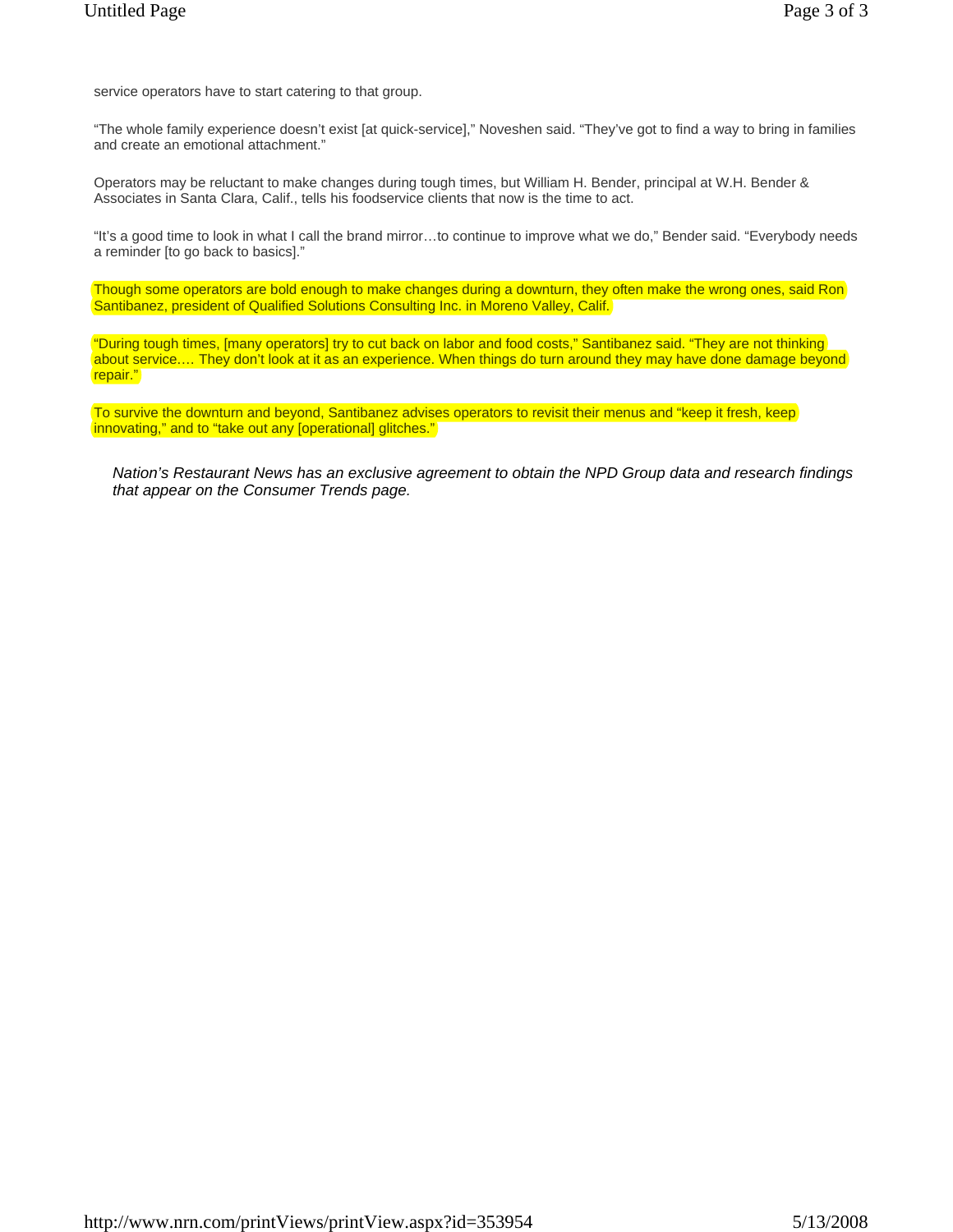service operators have to start catering to that group.

“The whole family experience doesn’t exist [at quick-service],” Noveshen said. “They’ve got to find a way to bring in families and create an emotional attachment.”

Operators may be reluctant to make changes during tough times, but William H. Bender, principal at W.H. Bender & Associates in Santa Clara, Calif., tells his foodservice clients that now is the time to act.

“It’s a good time to look in what I call the brand mirror…to continue to improve what we do,” Bender said. “Everybody needs a reminder [to go back to basics].”

Though some operators are bold enough to make changes during a downturn, they often make the wrong ones, said Ron Santibanez, president of Qualified Solutions Consulting Inc. in Moreno Valley, Calif.

“During tough times, [many operators] try to cut back on labor and food costs,” Santibanez said. “They are not thinking about service…. They don’t look at it as an experience. When things do turn around they may have done damage beyond repair.”

To survive the downturn and beyond, Santibanez advises operators to revisit their menus and “keep it fresh, keep innovating,” and to “take out any [operational] glitches.”

*Nation’s Restaurant News has an exclusive agreement to obtain the NPD Group data and research findings that appear on the Consumer Trends page.*